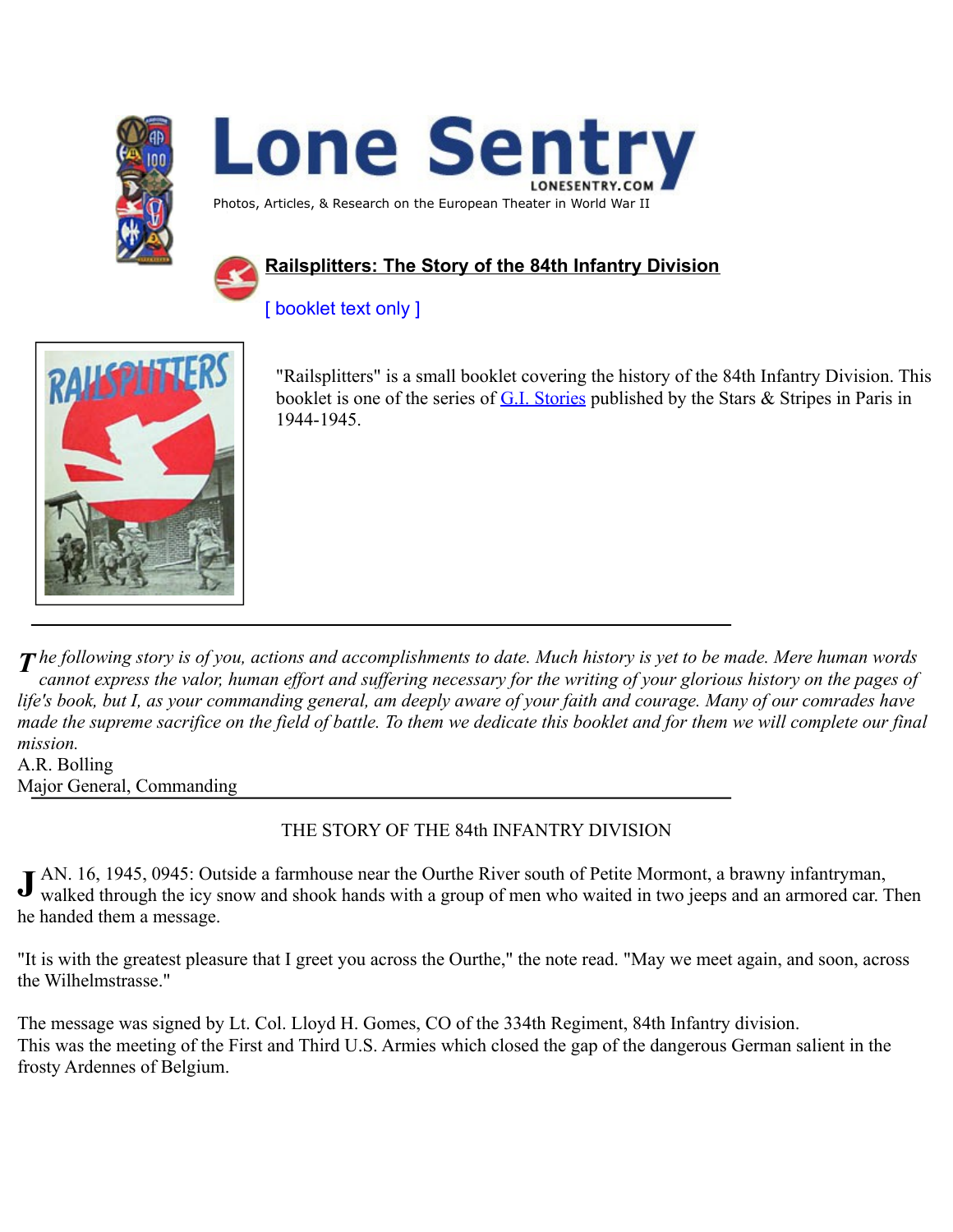# Lone Sentry

LONESENTRY.COM

Photos, Articles, & Research on the European Theater in World War II

## Railsplitters: The Story of the 84th Infantry Division

[ booklet text only ]

"Railsplitters" is a small booklet covering the history of the 84th Infantry Division. This booklet is one of the series of G.I. Stories published by the Stars & Stripes in Paris in 1944-1945.

---

*The following story is of you, actions and accomplishments to date. Much history is yet to be made. Mere human words cannot express the valor, human effort and suffering necessary for the writing of your glorious history on the pages of life's book, but I, as your commanding general, am deeply aware of your faith and courage. Many of our comrades have made the supreme sacrifice on the field of battle. To them we dedicate this booklet and for them we will complete our final mission.*

A.R. Bolling
Major General, Commanding

---

### THE STORY OF THE 84th INFANTRY DIVISION

JAN. 16, 1945, 0945: Outside a farmhouse near the Ourthe River south of Petite Mormont, a brawny infantryman, walked through the icy snow and shook hands with a group of men who waited in two jeeps and an armored car. Then he handed them a message.

"It is with the greatest pleasure that I greet you across the Ourthe," the note read. "May we meet again, and soon, across the Wilhelmstrasse."

The message was signed by Lt. Col. Lloyd H. Gomes, CO of the 334th Regiment, 84th Infantry division.
This was the meeting of the First and Third U.S. Armies which closed the gap of the dangerous German salient in the frosty Ardennes of Belgium.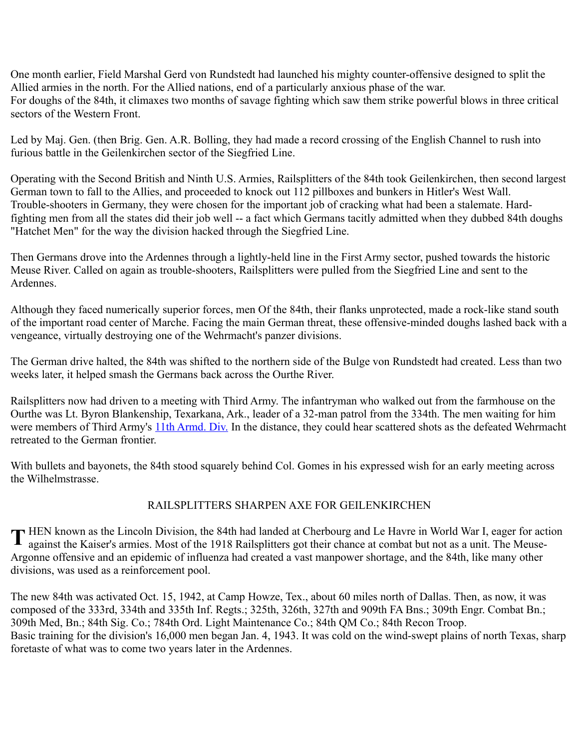One month earlier, Field Marshal Gerd von Rundstedt had launched his mighty counter-offensive designed to split the Allied armies in the north. For the Allied nations, end of a particularly anxious phase of the war.
For doughs of the 84th, it climaxes two months of savage fighting which saw them strike powerful blows in three critical sectors of the Western Front.

Led by Maj. Gen. (then Brig. Gen. A.R. Bolling, they had made a record crossing of the English Channel to rush into furious battle in the Geilenkirchen sector of the Siegfried Line.

Operating with the Second British and Ninth U.S. Armies, Railsplitters of the 84th took Geilenkirchen, then second largest German town to fall to the Allies, and proceeded to knock out 112 pillboxes and bunkers in Hitler's West Wall. Trouble-shooters in Germany, they were chosen for the important job of cracking what had been a stalemate. Hard-fighting men from all the states did their job well -- a fact which Germans tacitly admitted when they dubbed 84th doughs "Hatchet Men" for the way the division hacked through the Siegfried Line.

Then Germans drove into the Ardennes through a lightly-held line in the First Army sector, pushed towards the historic Meuse River. Called on again as trouble-shooters, Railsplitters were pulled from the Siegfried Line and sent to the Ardennes.

Although they faced numerically superior forces, men Of the 84th, their flanks unprotected, made a rock-like stand south of the important road center of Marche. Facing the main German threat, these offensive-minded doughs lashed back with a vengeance, virtually destroying one of the Wehrmacht's panzer divisions.

The German drive halted, the 84th was shifted to the northern side of the Bulge von Rundstedt had created. Less than two weeks later, it helped smash the Germans back across the Ourthe River.

Railsplitters now had driven to a meeting with Third Army. The infantryman who walked out from the farmhouse on the Ourthe was Lt. Byron Blankenship, Texarkana, Ark., leader of a 32-man patrol from the 334th. The men waiting for him were members of Third Army's 11th Armd. Div. In the distance, they could hear scattered shots as the defeated Wehrmacht retreated to the German frontier.

With bullets and bayonets, the 84th stood squarely behind Col. Gomes in his expressed wish for an early meeting across the Wilhelmstrasse.

## RAILSPLITTERS SHARPEN AXE FOR GEILENKIRCHEN

**T**HEN known as the Lincoln Division, the 84th had landed at Cherbourg and Le Havre in World War I, eager for action against the Kaiser's armies. Most of the 1918 Railsplitters got their chance at combat but not as a unit. The Meuse-Argonne offensive and an epidemic of influenza had created a vast manpower shortage, and the 84th, like many other divisions, was used as a reinforcement pool.

The new 84th was activated Oct. 15, 1942, at Camp Howze, Tex., about 60 miles north of Dallas. Then, as now, it was composed of the 333rd, 334th and 335th Inf. Regts.; 325th, 326th, 327th and 909th FA Bns.; 309th Engr. Combat Bn.; 309th Med, Bn.; 84th Sig. Co.; 784th Ord. Light Maintenance Co.; 84th QM Co.; 84th Recon Troop.
Basic training for the division's 16,000 men began Jan. 4, 1943. It was cold on the wind-swept plains of north Texas, sharp foretaste of what was to come two years later in the Ardennes.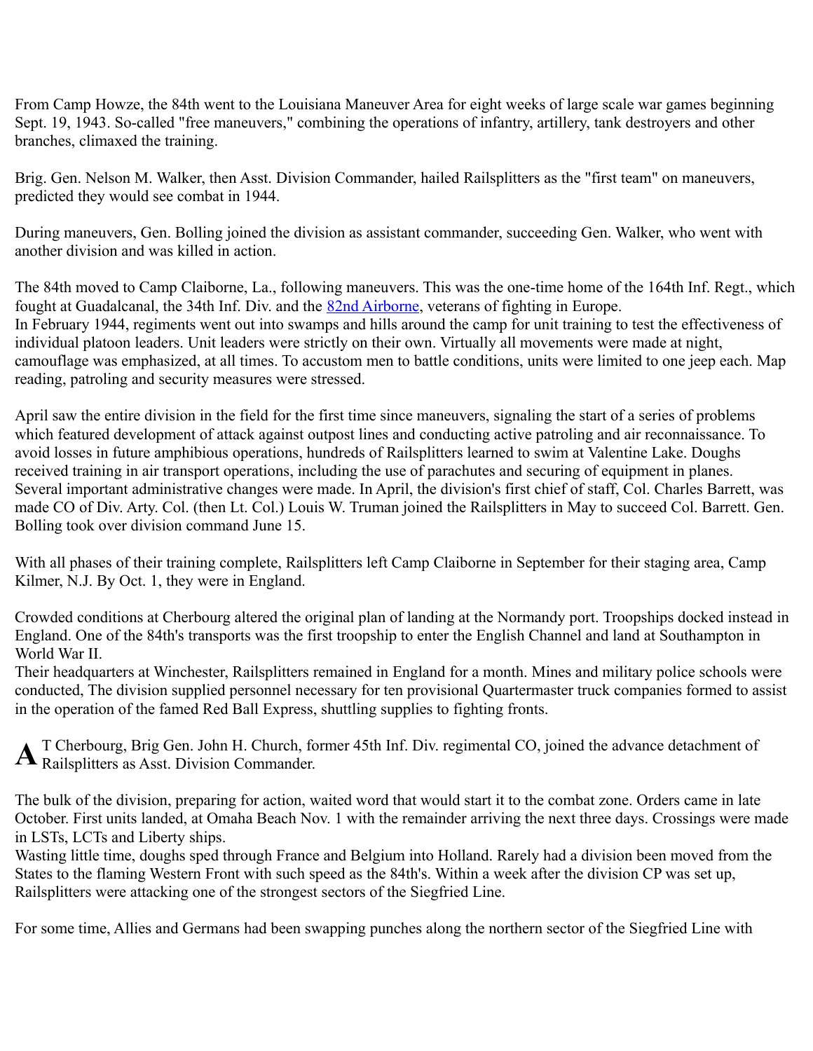From Camp Howze, the 84th went to the Louisiana Maneuver Area for eight weeks of large scale war games beginning Sept. 19, 1943. So-called "free maneuvers," combining the operations of infantry, artillery, tank destroyers and other branches, climaxed the training.

Brig. Gen. Nelson M. Walker, then Asst. Division Commander, hailed Railsplitters as the "first team" on maneuvers, predicted they would see combat in 1944.

During maneuvers, Gen. Bolling joined the division as assistant commander, succeeding Gen. Walker, who went with another division and was killed in action.

The 84th moved to Camp Claiborne, La., following maneuvers. This was the one-time home of the 164th Inf. Regt., which fought at Guadalcanal, the 34th Inf. Div. and the [82nd Airborne](), veterans of fighting in Europe.
In February 1944, regiments went out into swamps and hills around the camp for unit training to test the effectiveness of individual platoon leaders. Unit leaders were strictly on their own. Virtually all movements were made at night, camouflage was emphasized, at all times. To accustom men to battle conditions, units were limited to one jeep each. Map reading, patroling and security measures were stressed.

April saw the entire division in the field for the first time since maneuvers, signaling the start of a series of problems which featured development of attack against outpost lines and conducting active patroling and air reconnaissance. To avoid losses in future amphibious operations, hundreds of Railsplitters learned to swim at Valentine Lake. Doughs received training in air transport operations, including the use of parachutes and securing of equipment in planes.
Several important administrative changes were made. In April, the division's first chief of staff, Col. Charles Barrett, was made CO of Div. Arty. Col. (then Lt. Col.) Louis W. Truman joined the Railsplitters in May to succeed Col. Barrett. Gen. Bolling took over division command June 15.

With all phases of their training complete, Railsplitters left Camp Claiborne in September for their staging area, Camp Kilmer, N.J. By Oct. 1, they were in England.

Crowded conditions at Cherbourg altered the original plan of landing at the Normandy port. Troopships docked instead in England. One of the 84th's transports was the first troopship to enter the English Channel and land at Southampton in World War II.
Their headquarters at Winchester, Railsplitters remained in England for a month. Mines and military police schools were conducted, The division supplied personnel necessary for ten provisional Quartermaster truck companies formed to assist in the operation of the famed Red Ball Express, shuttling supplies to fighting fronts.

**A**T Cherbourg, Brig Gen. John H. Church, former 45th Inf. Div. regimental CO, joined the advance detachment of Railsplitters as Asst. Division Commander.

The bulk of the division, preparing for action, waited word that would start it to the combat zone. Orders came in late October. First units landed, at Omaha Beach Nov. 1 with the remainder arriving the next three days. Crossings were made in LSTs, LCTs and Liberty ships.
Wasting little time, doughs sped through France and Belgium into Holland. Rarely had a division been moved from the States to the flaming Western Front with such speed as the 84th's. Within a week after the division CP was set up, Railsplitters were attacking one of the strongest sectors of the Siegfried Line.

For some time, Allies and Germans had been swapping punches along the northern sector of the Siegfried Line with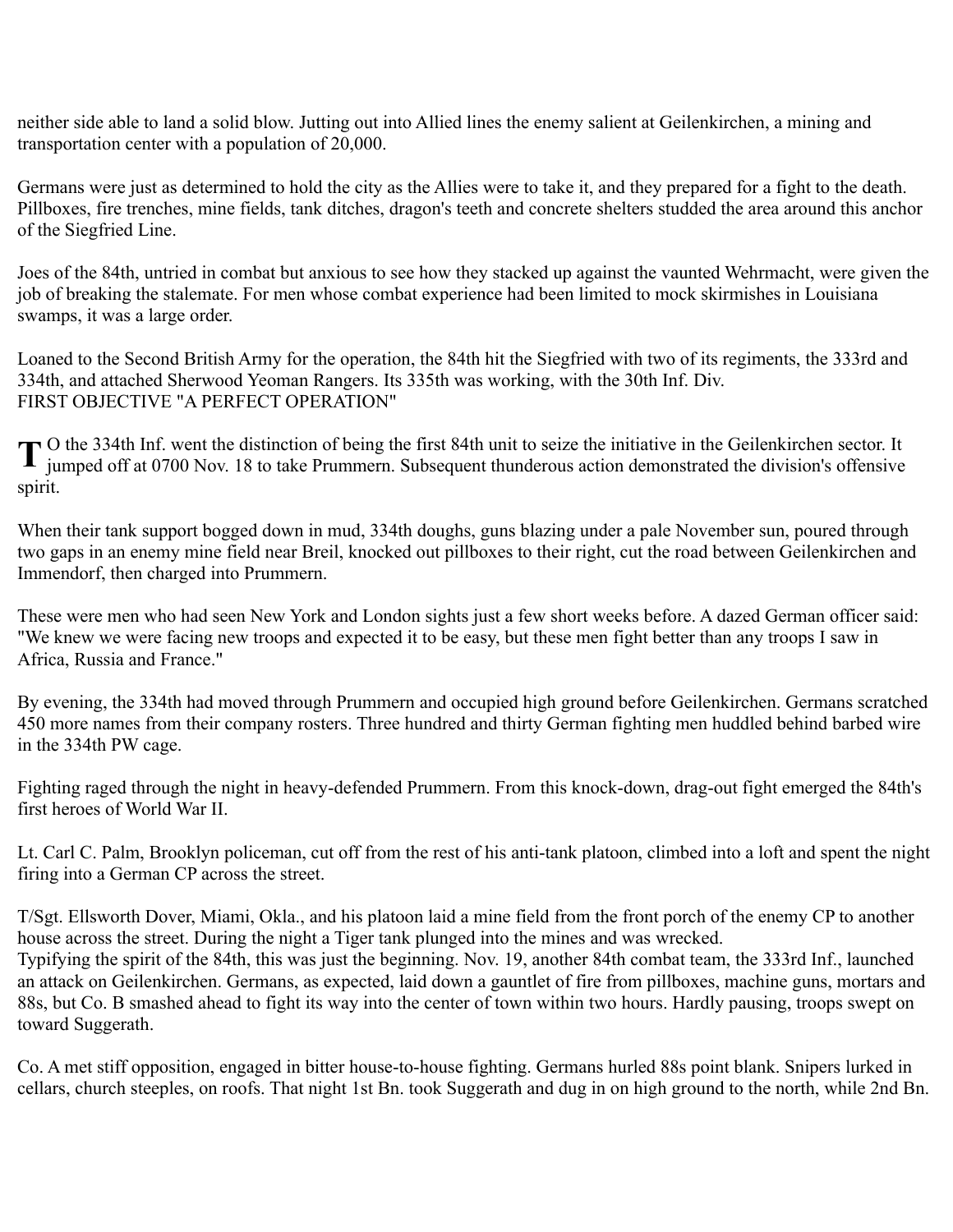neither side able to land a solid blow. Jutting out into Allied lines the enemy salient at Geilenkirchen, a mining and transportation center with a population of 20,000.

Germans were just as determined to hold the city as the Allies were to take it, and they prepared for a fight to the death. Pillboxes, fire trenches, mine fields, tank ditches, dragon's teeth and concrete shelters studded the area around this anchor of the Siegfried Line.

Joes of the 84th, untried in combat but anxious to see how they stacked up against the vaunted Wehrmacht, were given the job of breaking the stalemate. For men whose combat experience had been limited to mock skirmishes in Louisiana swamps, it was a large order.

Loaned to the Second British Army for the operation, the 84th hit the Siegfried with two of its regiments, the 333rd and 334th, and attached Sherwood Yeoman Rangers. Its 335th was working, with the 30th Inf. Div.

## FIRST OBJECTIVE "A PERFECT OPERATION"

TO the 334th Inf. went the distinction of being the first 84th unit to seize the initiative in the Geilenkirchen sector. It jumped off at 0700 Nov. 18 to take Prummern. Subsequent thunderous action demonstrated the division's offensive spirit.

When their tank support bogged down in mud, 334th doughs, guns blazing under a pale November sun, poured through two gaps in an enemy mine field near Breil, knocked out pillboxes to their right, cut the road between Geilenkirchen and Immendorf, then charged into Prummern.

These were men who had seen New York and London sights just a few short weeks before. A dazed German officer said: "We knew we were facing new troops and expected it to be easy, but these men fight better than any troops I saw in Africa, Russia and France."

By evening, the 334th had moved through Prummern and occupied high ground before Geilenkirchen. Germans scratched 450 more names from their company rosters. Three hundred and thirty German fighting men huddled behind barbed wire in the 334th PW cage.

Fighting raged through the night in heavy-defended Prummern. From this knock-down, drag-out fight emerged the 84th's first heroes of World War II.

Lt. Carl C. Palm, Brooklyn policeman, cut off from the rest of his anti-tank platoon, climbed into a loft and spent the night firing into a German CP across the street.

T/Sgt. Ellsworth Dover, Miami, Okla., and his platoon laid a mine field from the front porch of the enemy CP to another house across the street. During the night a Tiger tank plunged into the mines and was wrecked.

Typifying the spirit of the 84th, this was just the beginning. Nov. 19, another 84th combat team, the 333rd Inf., launched an attack on Geilenkirchen. Germans, as expected, laid down a gauntlet of fire from pillboxes, machine guns, mortars and 88s, but Co. B smashed ahead to fight its way into the center of town within two hours. Hardly pausing, troops swept on toward Suggerath.

Co. A met stiff opposition, engaged in bitter house-to-house fighting. Germans hurled 88s point blank. Snipers lurked in cellars, church steeples, on roofs. That night 1st Bn. took Suggerath and dug in on high ground to the north, while 2nd Bn.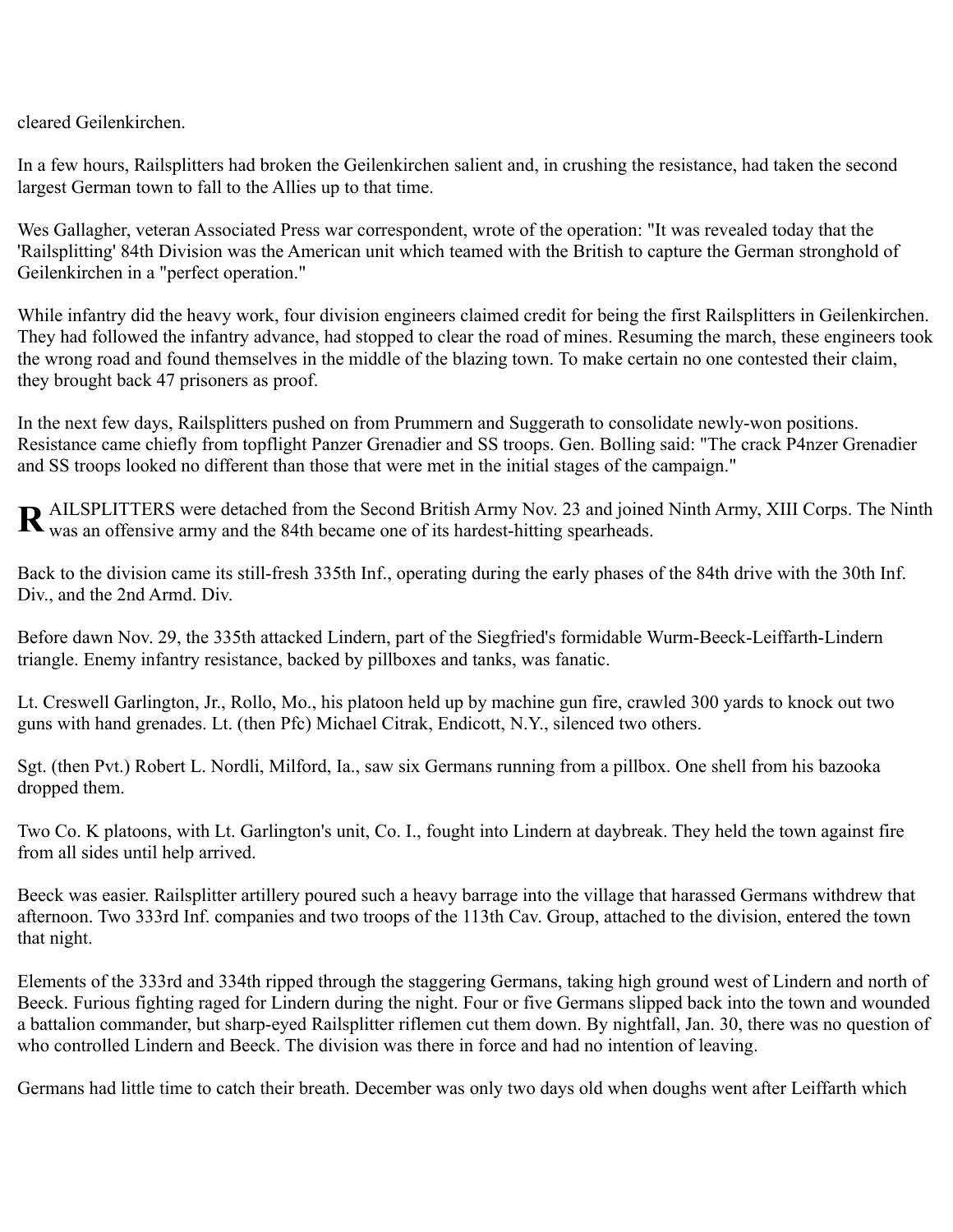cleared Geilenkirchen.

In a few hours, Railsplitters had broken the Geilenkirchen salient and, in crushing the resistance, had taken the second largest German town to fall to the Allies up to that time.

Wes Gallagher, veteran Associated Press war correspondent, wrote of the operation: "It was revealed today that the 'Railsplitting' 84th Division was the American unit which teamed with the British to capture the German stronghold of Geilenkirchen in a "perfect operation."

While infantry did the heavy work, four division engineers claimed credit for being the first Railsplitters in Geilenkirchen. They had followed the infantry advance, had stopped to clear the road of mines. Resuming the march, these engineers took the wrong road and found themselves in the middle of the blazing town. To make certain no one contested their claim, they brought back 47 prisoners as proof.

In the next few days, Railsplitters pushed on from Prummern and Suggerath to consolidate newly-won positions. Resistance came chiefly from topflight Panzer Grenadier and SS troops. Gen. Bolling said: "The crack P4nzer Grenadier and SS troops looked no different than those that were met in the initial stages of the campaign."

**R**AILSPLITTERS were detached from the Second British Army Nov. 23 and joined Ninth Army, XIII Corps. The Ninth was an offensive army and the 84th became one of its hardest-hitting spearheads.

Back to the division came its still-fresh 335th Inf., operating during the early phases of the 84th drive with the 30th Inf. Div., and the 2nd Armd. Div.

Before dawn Nov. 29, the 335th attacked Lindern, part of the Siegfried's formidable Wurm-Beeck-Leiffarth-Lindern triangle. Enemy infantry resistance, backed by pillboxes and tanks, was fanatic.

Lt. Creswell Garlington, Jr., Rollo, Mo., his platoon held up by machine gun fire, crawled 300 yards to knock out two guns with hand grenades. Lt. (then Pfc) Michael Citrak, Endicott, N.Y., silenced two others.

Sgt. (then Pvt.) Robert L. Nordli, Milford, Ia., saw six Germans running from a pillbox. One shell from his bazooka dropped them.

Two Co. K platoons, with Lt. Garlington's unit, Co. I., fought into Lindern at daybreak. They held the town against fire from all sides until help arrived.

Beeck was easier. Railsplitter artillery poured such a heavy barrage into the village that harassed Germans withdrew that afternoon. Two 333rd Inf. companies and two troops of the 113th Cav. Group, attached to the division, entered the town that night.

Elements of the 333rd and 334th ripped through the staggering Germans, taking high ground west of Lindern and north of Beeck. Furious fighting raged for Lindern during the night. Four or five Germans slipped back into the town and wounded a battalion commander, but sharp-eyed Railsplitter riflemen cut them down. By nightfall, Jan. 30, there was no question of who controlled Lindern and Beeck. The division was there in force and had no intention of leaving.

Germans had little time to catch their breath. December was only two days old when doughs went after Leiffarth which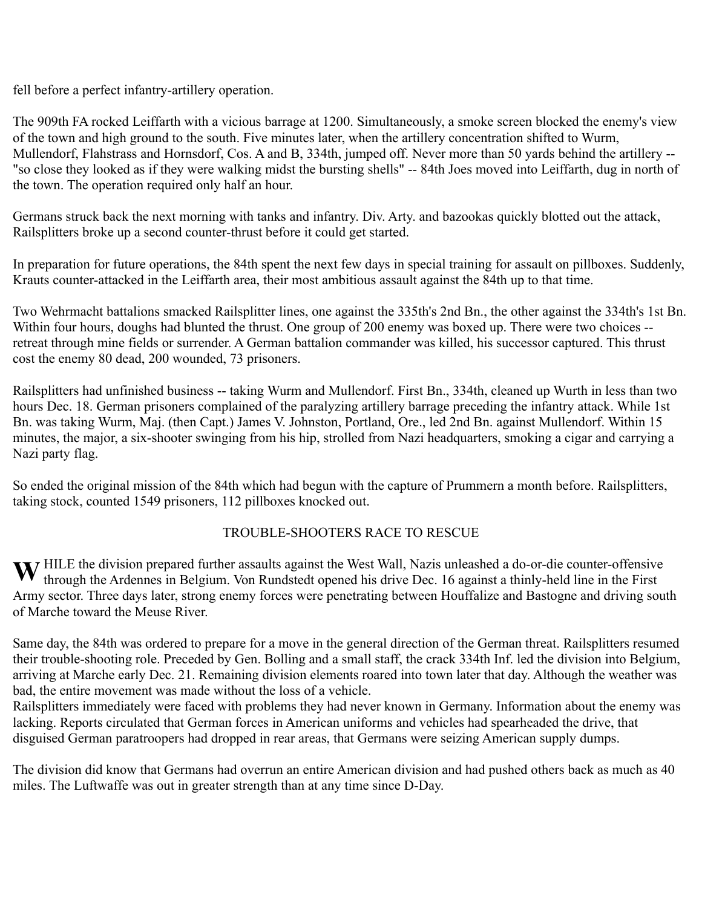fell before a perfect infantry-artillery operation.

The 909th FA rocked Leiffarth with a vicious barrage at 1200. Simultaneously, a smoke screen blocked the enemy's view of the town and high ground to the south. Five minutes later, when the artillery concentration shifted to Wurm, Mullendorf, Flahstrass and Hornsdorf, Cos. A and B, 334th, jumped off. Never more than 50 yards behind the artillery -- "so close they looked as if they were walking midst the bursting shells" -- 84th Joes moved into Leiffarth, dug in north of the town. The operation required only half an hour.

Germans struck back the next morning with tanks and infantry. Div. Arty. and bazookas quickly blotted out the attack, Railsplitters broke up a second counter-thrust before it could get started.

In preparation for future operations, the 84th spent the next few days in special training for assault on pillboxes. Suddenly, Krauts counter-attacked in the Leiffarth area, their most ambitious assault against the 84th up to that time.

Two Wehrmacht battalions smacked Railsplitter lines, one against the 335th's 2nd Bn., the other against the 334th's 1st Bn. Within four hours, doughs had blunted the thrust. One group of 200 enemy was boxed up. There were two choices -- retreat through mine fields or surrender. A German battalion commander was killed, his successor captured. This thrust cost the enemy 80 dead, 200 wounded, 73 prisoners.

Railsplitters had unfinished business -- taking Wurm and Mullendorf. First Bn., 334th, cleaned up Wurth in less than two hours Dec. 18. German prisoners complained of the paralyzing artillery barrage preceding the infantry attack. While 1st Bn. was taking Wurm, Maj. (then Capt.) James V. Johnston, Portland, Ore., led 2nd Bn. against Mullendorf. Within 15 minutes, the major, a six-shooter swinging from his hip, strolled from Nazi headquarters, smoking a cigar and carrying a Nazi party flag.

So ended the original mission of the 84th which had begun with the capture of Prummern a month before. Railsplitters, taking stock, counted 1549 prisoners, 112 pillboxes knocked out.

## TROUBLE-SHOOTERS RACE TO RESCUE

**W**HILE the division prepared further assaults against the West Wall, Nazis unleashed a do-or-die counter-offensive through the Ardennes in Belgium. Von Rundstedt opened his drive Dec. 16 against a thinly-held line in the First Army sector. Three days later, strong enemy forces were penetrating between Houffalize and Bastogne and driving south of Marche toward the Meuse River.

Same day, the 84th was ordered to prepare for a move in the general direction of the German threat. Railsplitters resumed their trouble-shooting role. Preceded by Gen. Bolling and a small staff, the crack 334th Inf. led the division into Belgium, arriving at Marche early Dec. 21. Remaining division elements roared into town later that day. Although the weather was bad, the entire movement was made without the loss of a vehicle.

Railsplitters immediately were faced with problems they had never known in Germany. Information about the enemy was lacking. Reports circulated that German forces in American uniforms and vehicles had spearheaded the drive, that disguised German paratroopers had dropped in rear areas, that Germans were seizing American supply dumps.

The division did know that Germans had overrun an entire American division and had pushed others back as much as 40 miles. The Luftwaffe was out in greater strength than at any time since D-Day.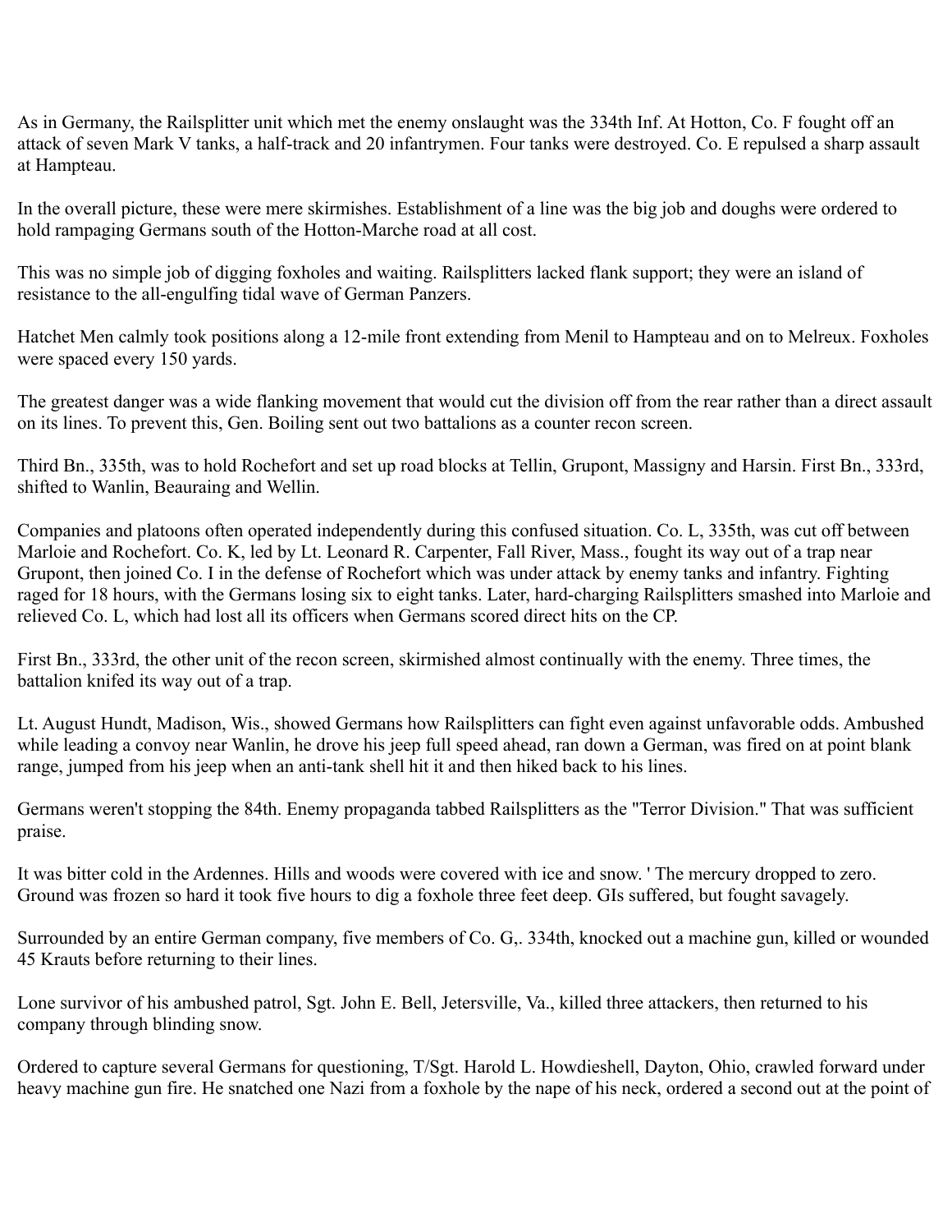As in Germany, the Railsplitter unit which met the enemy onslaught was the 334th Inf. At Hotton, Co. F fought off an attack of seven Mark V tanks, a half-track and 20 infantrymen. Four tanks were destroyed. Co. E repulsed a sharp assault at Hampteau.

In the overall picture, these were mere skirmishes. Establishment of a line was the big job and doughs were ordered to hold rampaging Germans south of the Hotton-Marche road at all cost.

This was no simple job of digging foxholes and waiting. Railsplitters lacked flank support; they were an island of resistance to the all-engulfing tidal wave of German Panzers.

Hatchet Men calmly took positions along a 12-mile front extending from Menil to Hampteau and on to Melreux. Foxholes were spaced every 150 yards.

The greatest danger was a wide flanking movement that would cut the division off from the rear rather than a direct assault on its lines. To prevent this, Gen. Boiling sent out two battalions as a counter recon screen.

Third Bn., 335th, was to hold Rochefort and set up road blocks at Tellin, Grupont, Massigny and Harsin. First Bn., 333rd, shifted to Wanlin, Beauraing and Wellin.

Companies and platoons often operated independently during this confused situation. Co. L, 335th, was cut off between Marloie and Rochefort. Co. K, led by Lt. Leonard R. Carpenter, Fall River, Mass., fought its way out of a trap near Grupont, then joined Co. I in the defense of Rochefort which was under attack by enemy tanks and infantry. Fighting raged for 18 hours, with the Germans losing six to eight tanks. Later, hard-charging Railsplitters smashed into Marloie and relieved Co. L, which had lost all its officers when Germans scored direct hits on the CP.

First Bn., 333rd, the other unit of the recon screen, skirmished almost continually with the enemy. Three times, the battalion knifed its way out of a trap.

Lt. August Hundt, Madison, Wis., showed Germans how Railsplitters can fight even against unfavorable odds. Ambushed while leading a convoy near Wanlin, he drove his jeep full speed ahead, ran down a German, was fired on at point blank range, jumped from his jeep when an anti-tank shell hit it and then hiked back to his lines.

Germans weren't stopping the 84th. Enemy propaganda tabbed Railsplitters as the "Terror Division." That was sufficient praise.

It was bitter cold in the Ardennes. Hills and woods were covered with ice and snow. ' The mercury dropped to zero. Ground was frozen so hard it took five hours to dig a foxhole three feet deep. GIs suffered, but fought savagely.

Surrounded by an entire German company, five members of Co. G,. 334th, knocked out a machine gun, killed or wounded 45 Krauts before returning to their lines.

Lone survivor of his ambushed patrol, Sgt. John E. Bell, Jetersville, Va., killed three attackers, then returned to his company through blinding snow.

Ordered to capture several Germans for questioning, T/Sgt. Harold L. Howdieshell, Dayton, Ohio, crawled forward under heavy machine gun fire. He snatched one Nazi from a foxhole by the nape of his neck, ordered a second out at the point of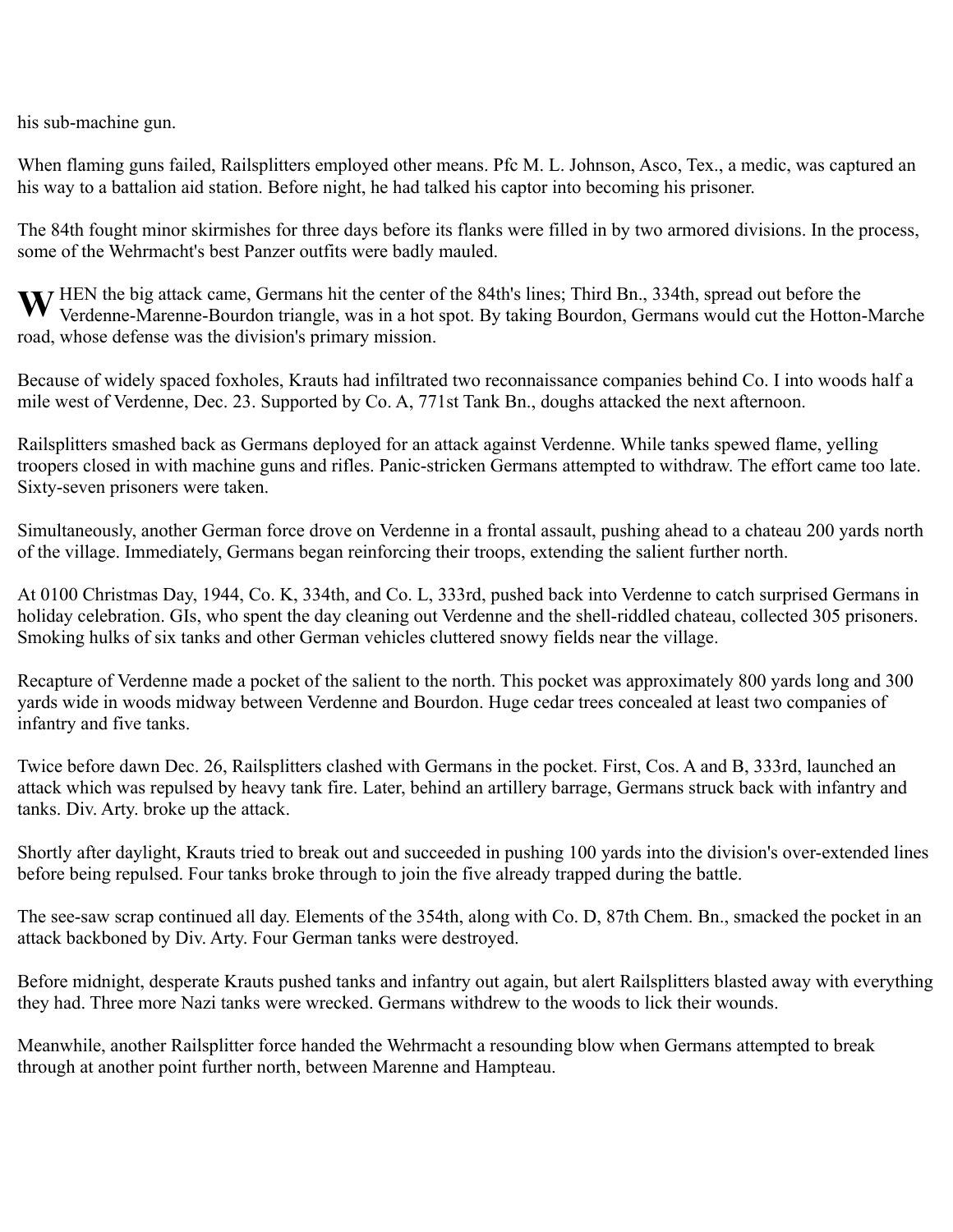his sub-machine gun.

When flaming guns failed, Railsplitters employed other means. Pfc M. L. Johnson, Asco, Tex., a medic, was captured an his way to a battalion aid station. Before night, he had talked his captor into becoming his prisoner.

The 84th fought minor skirmishes for three days before its flanks were filled in by two armored divisions. In the process, some of the Wehrmacht's best Panzer outfits were badly mauled.

WHEN the big attack came, Germans hit the center of the 84th's lines; Third Bn., 334th, spread out before the Verdenne-Marenne-Bourdon triangle, was in a hot spot. By taking Bourdon, Germans would cut the Hotton-Marche road, whose defense was the division's primary mission.

Because of widely spaced foxholes, Krauts had infiltrated two reconnaissance companies behind Co. I into woods half a mile west of Verdenne, Dec. 23. Supported by Co. A, 771st Tank Bn., doughs attacked the next afternoon.

Railsplitters smashed back as Germans deployed for an attack against Verdenne. While tanks spewed flame, yelling troopers closed in with machine guns and rifles. Panic-stricken Germans attempted to withdraw. The effort came too late. Sixty-seven prisoners were taken.

Simultaneously, another German force drove on Verdenne in a frontal assault, pushing ahead to a chateau 200 yards north of the village. Immediately, Germans began reinforcing their troops, extending the salient further north.

At 0100 Christmas Day, 1944, Co. K, 334th, and Co. L, 333rd, pushed back into Verdenne to catch surprised Germans in holiday celebration. GIs, who spent the day cleaning out Verdenne and the shell-riddled chateau, collected 305 prisoners. Smoking hulks of six tanks and other German vehicles cluttered snowy fields near the village.

Recapture of Verdenne made a pocket of the salient to the north. This pocket was approximately 800 yards long and 300 yards wide in woods midway between Verdenne and Bourdon. Huge cedar trees concealed at least two companies of infantry and five tanks.

Twice before dawn Dec. 26, Railsplitters clashed with Germans in the pocket. First, Cos. A and B, 333rd, launched an attack which was repulsed by heavy tank fire. Later, behind an artillery barrage, Germans struck back with infantry and tanks. Div. Arty. broke up the attack.

Shortly after daylight, Krauts tried to break out and succeeded in pushing 100 yards into the division's over-extended lines before being repulsed. Four tanks broke through to join the five already trapped during the battle.

The see-saw scrap continued all day. Elements of the 354th, along with Co. D, 87th Chem. Bn., smacked the pocket in an attack backboned by Div. Arty. Four German tanks were destroyed.

Before midnight, desperate Krauts pushed tanks and infantry out again, but alert Railsplitters blasted away with everything they had. Three more Nazi tanks were wrecked. Germans withdrew to the woods to lick their wounds.

Meanwhile, another Railsplitter force handed the Wehrmacht a resounding blow when Germans attempted to break through at another point further north, between Marenne and Hampteau.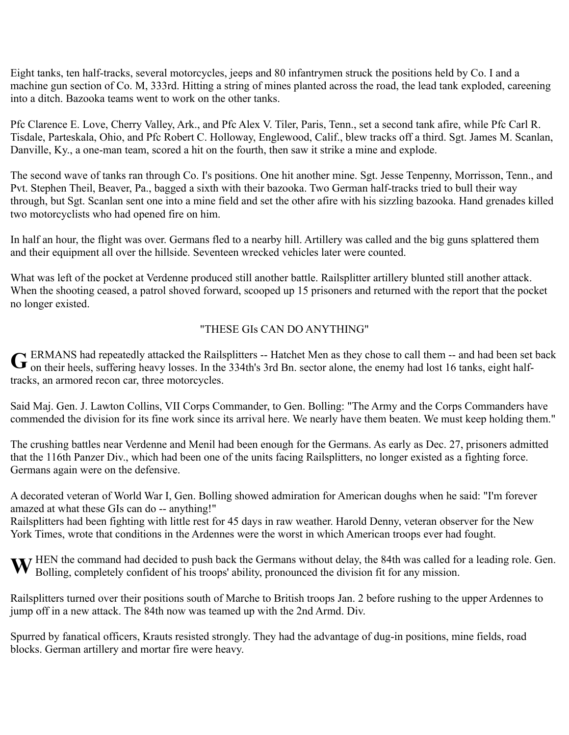Eight tanks, ten half-tracks, several motorcycles, jeeps and 80 infantrymen struck the positions held by Co. I and a machine gun section of Co. M, 333rd. Hitting a string of mines planted across the road, the lead tank exploded, careening into a ditch. Bazooka teams went to work on the other tanks.

Pfc Clarence E. Love, Cherry Valley, Ark., and Pfc Alex V. Tiler, Paris, Tenn., set a second tank afire, while Pfc Carl R. Tisdale, Parteskala, Ohio, and Pfc Robert C. Holloway, Englewood, Calif., blew tracks off a third. Sgt. James M. Scanlan, Danville, Ky., a one-man team, scored a hit on the fourth, then saw it strike a mine and explode.

The second wave of tanks ran through Co. I's positions. One hit another mine. Sgt. Jesse Tenpenny, Morrisson, Tenn., and Pvt. Stephen Theil, Beaver, Pa., bagged a sixth with their bazooka. Two German half-tracks tried to bull their way through, but Sgt. Scanlan sent one into a mine field and set the other afire with his sizzling bazooka. Hand grenades killed two motorcyclists who had opened fire on him.

In half an hour, the flight was over. Germans fled to a nearby hill. Artillery was called and the big guns splattered them and their equipment all over the hillside. Seventeen wrecked vehicles later were counted.

What was left of the pocket at Verdenne produced still another battle. Railsplitter artillery blunted still another attack. When the shooting ceased, a patrol shoved forward, scooped up 15 prisoners and returned with the report that the pocket no longer existed.

## "THESE GIs CAN DO ANYTHING"

GERMANS had repeatedly attacked the Railsplitters -- Hatchet Men as they chose to call them -- and had been set back on their heels, suffering heavy losses. In the 334th's 3rd Bn. sector alone, the enemy had lost 16 tanks, eight half-tracks, an armored recon car, three motorcycles.

Said Maj. Gen. J. Lawton Collins, VII Corps Commander, to Gen. Bolling: "The Army and the Corps Commanders have commended the division for its fine work since its arrival here. We nearly have them beaten. We must keep holding them."

The crushing battles near Verdenne and Menil had been enough for the Germans. As early as Dec. 27, prisoners admitted that the 116th Panzer Div., which had been one of the units facing Railsplitters, no longer existed as a fighting force. Germans again were on the defensive.

A decorated veteran of World War I, Gen. Bolling showed admiration for American doughs when he said: "I'm forever amazed at what these GIs can do -- anything!"
Railsplitters had been fighting with little rest for 45 days in raw weather. Harold Denny, veteran observer for the New York Times, wrote that conditions in the Ardennes were the worst in which American troops ever had fought.

WHEN the command had decided to push back the Germans without delay, the 84th was called for a leading role. Gen. Bolling, completely confident of his troops' ability, pronounced the division fit for any mission.

Railsplitters turned over their positions south of Marche to British troops Jan. 2 before rushing to the upper Ardennes to jump off in a new attack. The 84th now was teamed up with the 2nd Armd. Div.

Spurred by fanatical officers, Krauts resisted strongly. They had the advantage of dug-in positions, mine fields, road blocks. German artillery and mortar fire were heavy.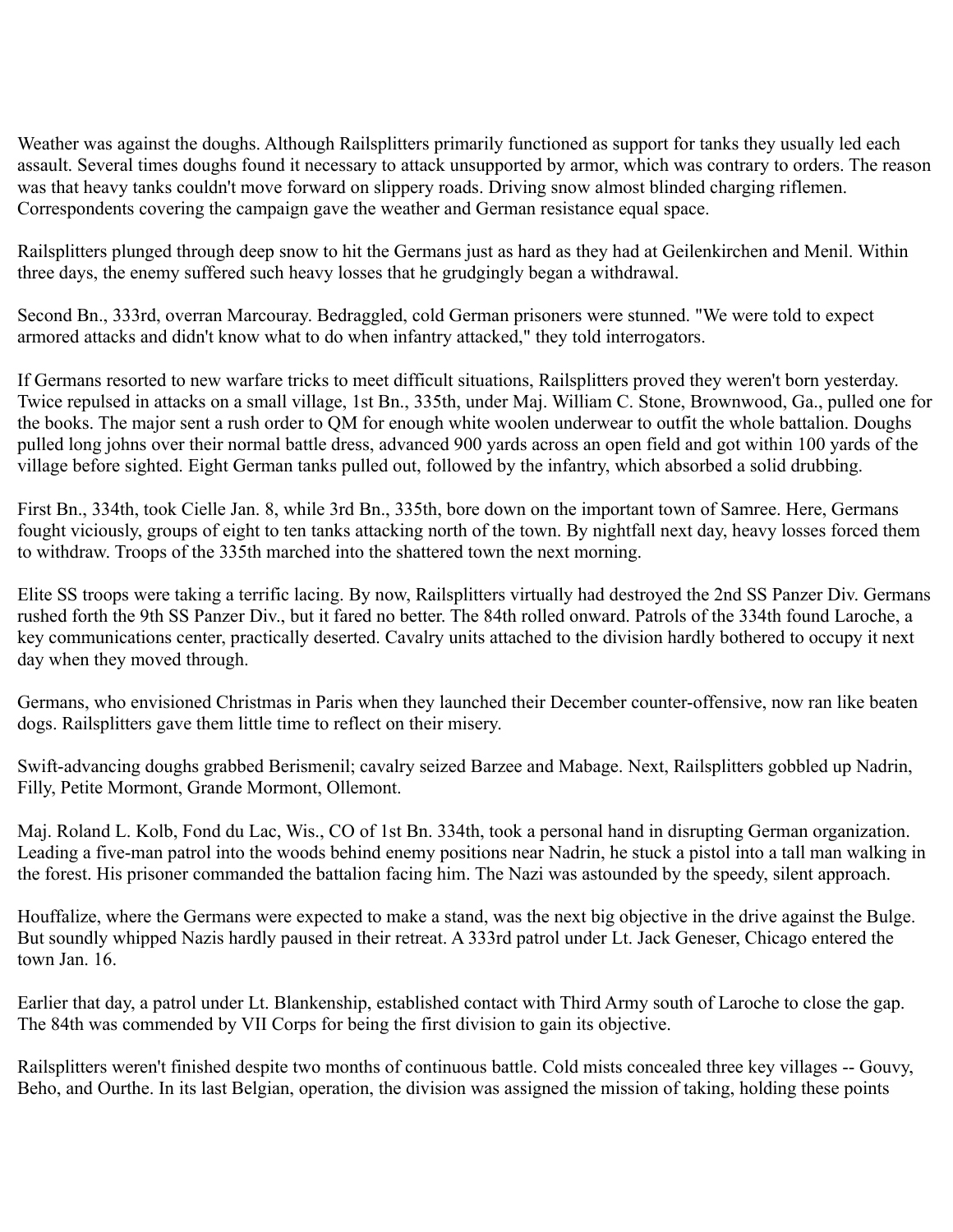Weather was against the doughs. Although Railsplitters primarily functioned as support for tanks they usually led each assault. Several times doughs found it necessary to attack unsupported by armor, which was contrary to orders. The reason was that heavy tanks couldn't move forward on slippery roads. Driving snow almost blinded charging riflemen. Correspondents covering the campaign gave the weather and German resistance equal space.

Railsplitters plunged through deep snow to hit the Germans just as hard as they had at Geilenkirchen and Menil. Within three days, the enemy suffered such heavy losses that he grudgingly began a withdrawal.

Second Bn., 333rd, overran Marcouray. Bedraggled, cold German prisoners were stunned. "We were told to expect armored attacks and didn't know what to do when infantry attacked," they told interrogators.

If Germans resorted to new warfare tricks to meet difficult situations, Railsplitters proved they weren't born yesterday. Twice repulsed in attacks on a small village, 1st Bn., 335th, under Maj. William C. Stone, Brownwood, Ga., pulled one for the books. The major sent a rush order to QM for enough white woolen underwear to outfit the whole battalion. Doughs pulled long johns over their normal battle dress, advanced 900 yards across an open field and got within 100 yards of the village before sighted. Eight German tanks pulled out, followed by the infantry, which absorbed a solid drubbing.

First Bn., 334th, took Cielle Jan. 8, while 3rd Bn., 335th, bore down on the important town of Samree. Here, Germans fought viciously, groups of eight to ten tanks attacking north of the town. By nightfall next day, heavy losses forced them to withdraw. Troops of the 335th marched into the shattered town the next morning.

Elite SS troops were taking a terrific lacing. By now, Railsplitters virtually had destroyed the 2nd SS Panzer Div. Germans rushed forth the 9th SS Panzer Div., but it fared no better. The 84th rolled onward. Patrols of the 334th found Laroche, a key communications center, practically deserted. Cavalry units attached to the division hardly bothered to occupy it next day when they moved through.

Germans, who envisioned Christmas in Paris when they launched their December counter-offensive, now ran like beaten dogs. Railsplitters gave them little time to reflect on their misery.

Swift-advancing doughs grabbed Berismenil; cavalry seized Barzee and Mabage. Next, Railsplitters gobbled up Nadrin, Filly, Petite Mormont, Grande Mormont, Ollemont.

Maj. Roland L. Kolb, Fond du Lac, Wis., CO of 1st Bn. 334th, took a personal hand in disrupting German organization. Leading a five-man patrol into the woods behind enemy positions near Nadrin, he stuck a pistol into a tall man walking in the forest. His prisoner commanded the battalion facing him. The Nazi was astounded by the speedy, silent approach.

Houffalize, where the Germans were expected to make a stand, was the next big objective in the drive against the Bulge. But soundly whipped Nazis hardly paused in their retreat. A 333rd patrol under Lt. Jack Geneser, Chicago entered the town Jan. 16.

Earlier that day, a patrol under Lt. Blankenship, established contact with Third Army south of Laroche to close the gap. The 84th was commended by VII Corps for being the first division to gain its objective.

Railsplitters weren't finished despite two months of continuous battle. Cold mists concealed three key villages -- Gouvy, Beho, and Ourthe. In its last Belgian, operation, the division was assigned the mission of taking, holding these points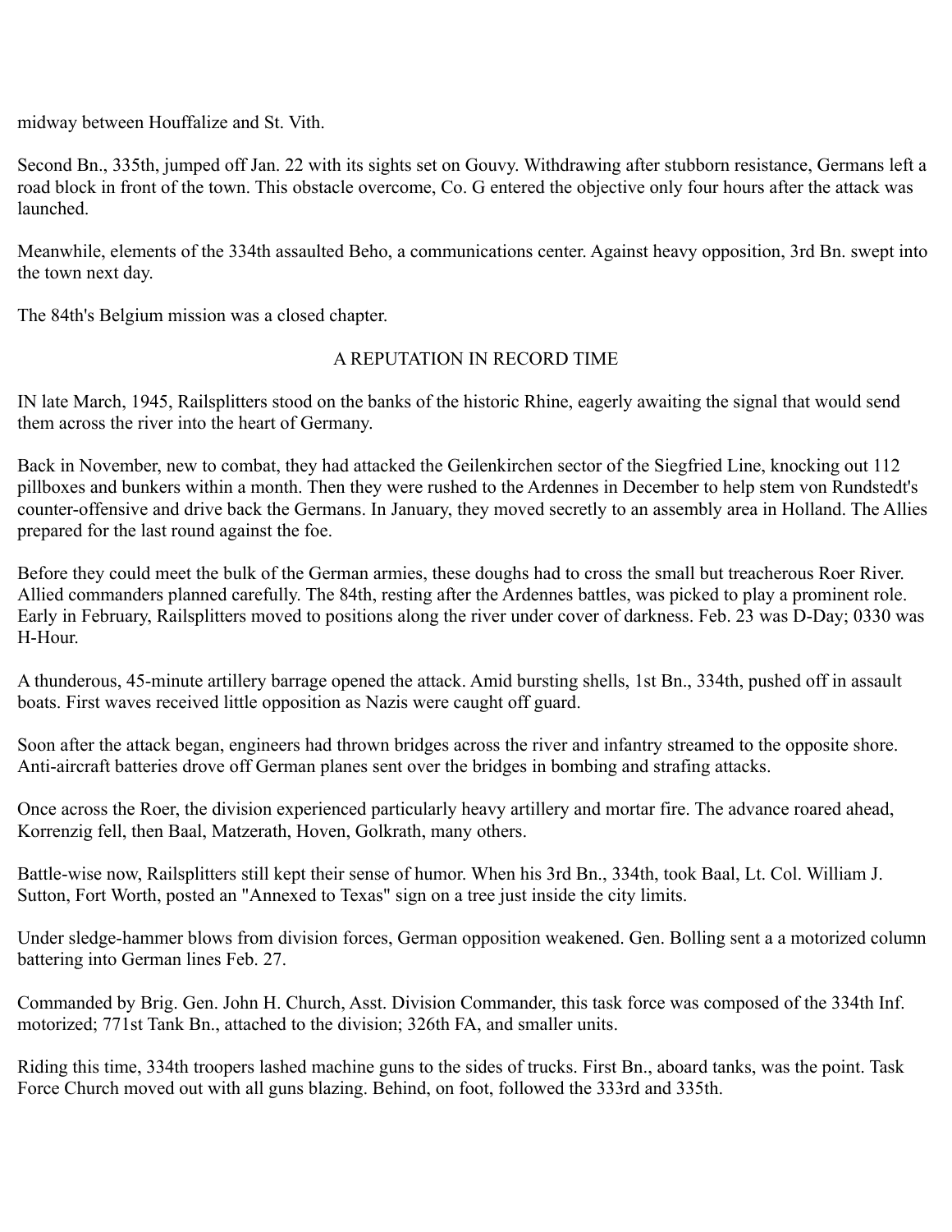midway between Houffalize and St. Vith.

Second Bn., 335th, jumped off Jan. 22 with its sights set on Gouvy. Withdrawing after stubborn resistance, Germans left a road block in front of the town. This obstacle overcome, Co. G entered the objective only four hours after the attack was launched.

Meanwhile, elements of the 334th assaulted Beho, a communications center. Against heavy opposition, 3rd Bn. swept into the town next day.

The 84th's Belgium mission was a closed chapter.

## A REPUTATION IN RECORD TIME

IN late March, 1945, Railsplitters stood on the banks of the historic Rhine, eagerly awaiting the signal that would send them across the river into the heart of Germany.

Back in November, new to combat, they had attacked the Geilenkirchen sector of the Siegfried Line, knocking out 112 pillboxes and bunkers within a month. Then they were rushed to the Ardennes in December to help stem von Rundstedt's counter-offensive and drive back the Germans. In January, they moved secretly to an assembly area in Holland. The Allies prepared for the last round against the foe.

Before they could meet the bulk of the German armies, these doughs had to cross the small but treacherous Roer River. Allied commanders planned carefully. The 84th, resting after the Ardennes battles, was picked to play a prominent role. Early in February, Railsplitters moved to positions along the river under cover of darkness. Feb. 23 was D-Day; 0330 was H-Hour.

A thunderous, 45-minute artillery barrage opened the attack. Amid bursting shells, 1st Bn., 334th, pushed off in assault boats. First waves received little opposition as Nazis were caught off guard.

Soon after the attack began, engineers had thrown bridges across the river and infantry streamed to the opposite shore. Anti-aircraft batteries drove off German planes sent over the bridges in bombing and strafing attacks.

Once across the Roer, the division experienced particularly heavy artillery and mortar fire. The advance roared ahead, Korrenzig fell, then Baal, Matzerath, Hoven, Golkrath, many others.

Battle-wise now, Railsplitters still kept their sense of humor. When his 3rd Bn., 334th, took Baal, Lt. Col. William J. Sutton, Fort Worth, posted an "Annexed to Texas" sign on a tree just inside the city limits.

Under sledge-hammer blows from division forces, German opposition weakened. Gen. Bolling sent a a motorized column battering into German lines Feb. 27.

Commanded by Brig. Gen. John H. Church, Asst. Division Commander, this task force was composed of the 334th Inf. motorized; 771st Tank Bn., attached to the division; 326th FA, and smaller units.

Riding this time, 334th troopers lashed machine guns to the sides of trucks. First Bn., aboard tanks, was the point. Task Force Church moved out with all guns blazing. Behind, on foot, followed the 333rd and 335th.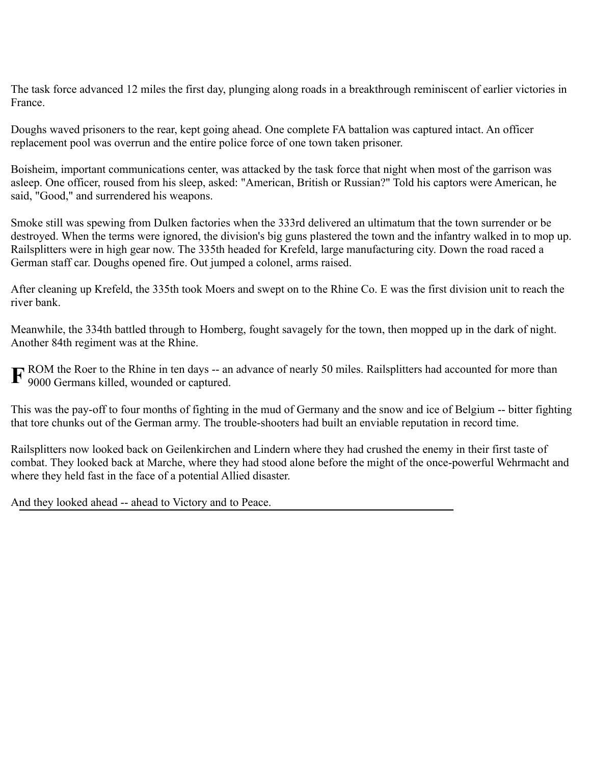The task force advanced 12 miles the first day, plunging along roads in a breakthrough reminiscent of earlier victories in France.

Doughs waved prisoners to the rear, kept going ahead. One complete FA battalion was captured intact. An officer replacement pool was overrun and the entire police force of one town taken prisoner.

Boisheim, important communications center, was attacked by the task force that night when most of the garrison was asleep. One officer, roused from his sleep, asked: "American, British or Russian?" Told his captors were American, he said, "Good," and surrendered his weapons.

Smoke still was spewing from Dulken factories when the 333rd delivered an ultimatum that the town surrender or be destroyed. When the terms were ignored, the division's big guns plastered the town and the infantry walked in to mop up. Railsplitters were in high gear now. The 335th headed for Krefeld, large manufacturing city. Down the road raced a German staff car. Doughs opened fire. Out jumped a colonel, arms raised.

After cleaning up Krefeld, the 335th took Moers and swept on to the Rhine Co. E was the first division unit to reach the river bank.

Meanwhile, the 334th battled through to Homberg, fought savagely for the town, then mopped up in the dark of night. Another 84th regiment was at the Rhine.

**F**ROM the Roer to the Rhine in ten days -- an advance of nearly 50 miles. Railsplitters had accounted for more than 9000 Germans killed, wounded or captured.

This was the pay-off to four months of fighting in the mud of Germany and the snow and ice of Belgium -- bitter fighting that tore chunks out of the German army. The trouble-shooters had built an enviable reputation in record time.

Railsplitters now looked back on Geilenkirchen and Lindern where they had crushed the enemy in their first taste of combat. They looked back at Marche, where they had stood alone before the might of the once-powerful Wehrmacht and where they held fast in the face of a potential Allied disaster.

And they looked ahead -- ahead to Victory and to Peace.